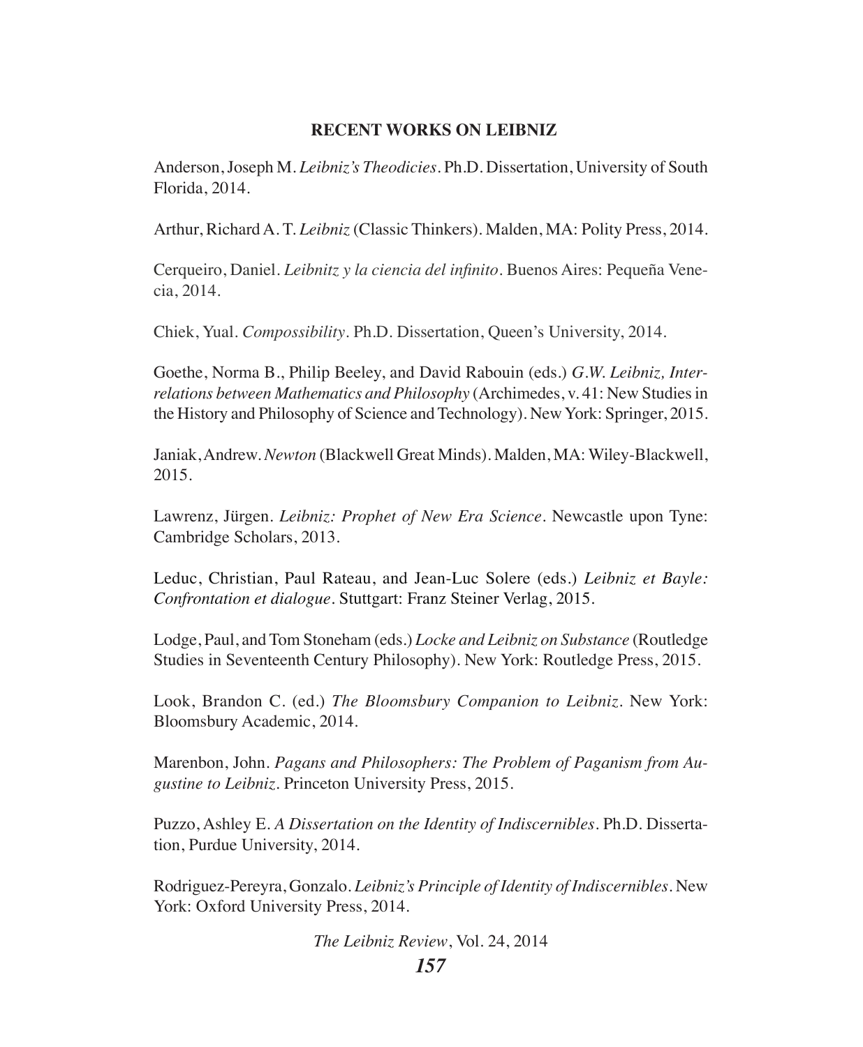## RECENT WORKS ON LEIBNIZ

Anderson, Joseph M. *Leibniz's Theodicies*. Ph.D. Dissertation, University of South Florida, 2014.

Arthur, Richard A. T. *Leibniz* (Classic Thinkers). Malden, MA: Polity Press, 2014.

Cerqueiro, Daniel. *Leibnitz y la ciencia del infinito*. Buenos Aires: Pequeña Venecia, 2014.

Chiek, Yual. *Compossibility*. Ph.D. Dissertation, Queen's University, 2014.

Goethe, Norma B., Philip Beeley, and David Rabouin (eds.) *G.W. Leibniz, Interrelations between Mathematics and Philosophy* (Archimedes, v. 41: New Studies in the History and Philosophy of Science and Technology). New York: Springer, 2015.

Janiak, Andrew. *Newton* (Blackwell Great Minds). Malden, MA: Wiley-Blackwell, 2015.

Lawrenz, Jürgen. *Leibniz: Prophet of New Era Science*. Newcastle upon Tyne: Cambridge Scholars, 2013.

Leduc, Christian, Paul Rateau, and Jean-Luc Solere (eds.) *Leibniz et Bayle: Confrontation et dialogue*. Stuttgart: Franz Steiner Verlag, 2015.

Lodge, Paul, and Tom Stoneham (eds.) *Locke and Leibniz on Substance* (Routledge Studies in Seventeenth Century Philosophy). New York: Routledge Press, 2015.

Look, Brandon C. (ed.) *The Bloomsbury Companion to Leibniz*. New York: Bloomsbury Academic, 2014.

Marenbon, John. *Pagans and Philosophers: The Problem of Paganism from Augustine to Leibniz*. Princeton University Press, 2015.

Puzzo, Ashley E. *A Dissertation on the Identity of Indiscernibles*. Ph.D. Dissertation, Purdue University, 2014.

Rodriguez-Pereyra, Gonzalo. *Leibniz's Principle of Identity of Indiscernibles*. New York: Oxford University Press, 2014.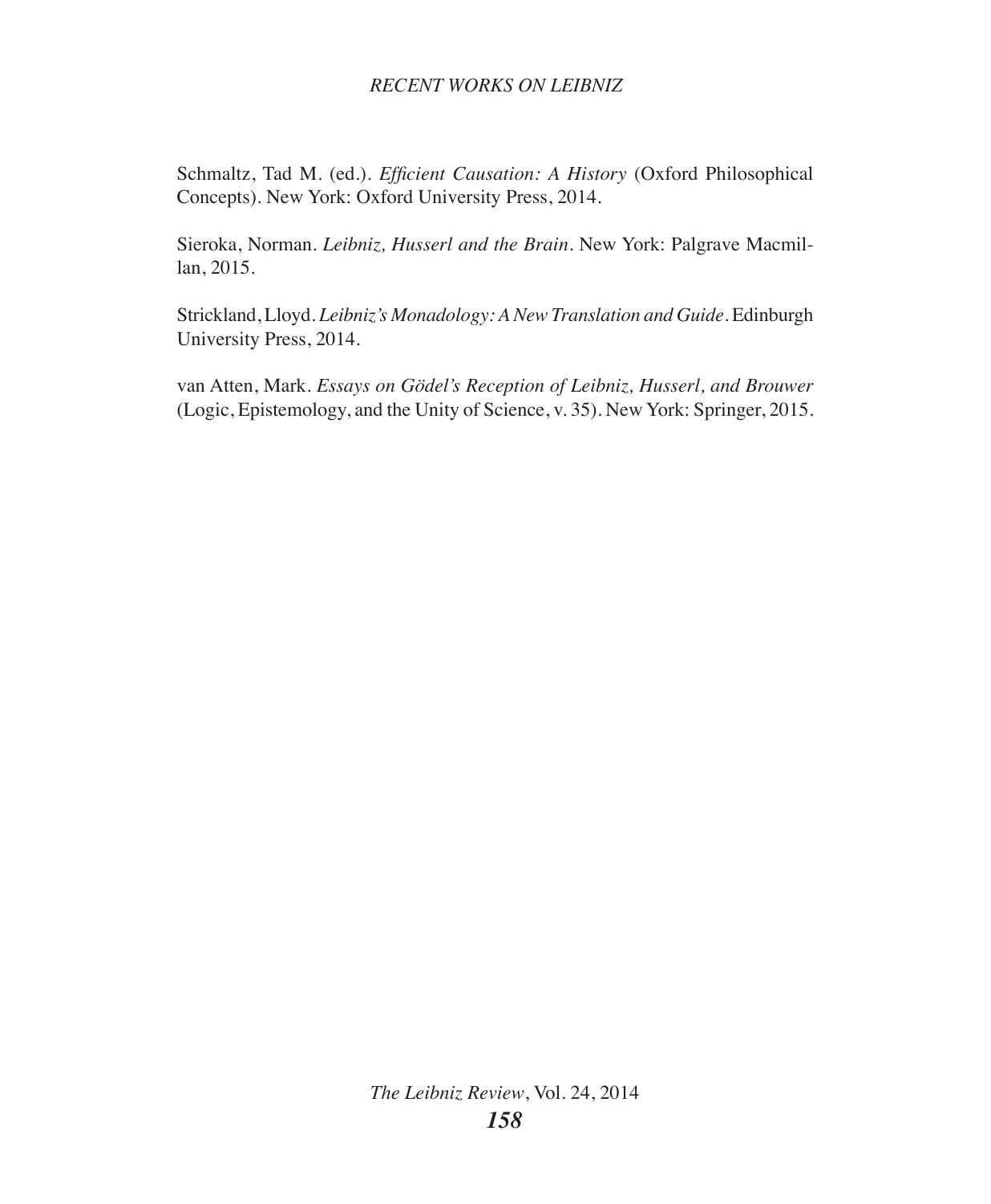Schmaltz, Tad M. (ed.). *Efficient Causation: A History* (Oxford Philosophical Concepts). New York: Oxford University Press, 2014.

Sieroka, Norman. *Leibniz, Husserl and the Brain*. New York: Palgrave Macmillan, 2015.

Strickland, Lloyd. *Leibniz's Monadology: A New Translation and Guide*. Edinburgh University Press, 2014.

van Atten, Mark. *Essays on Gödel's Reception of Leibniz, Husserl, and Brouwer* (Logic, Epistemology, and the Unity of Science, v. 35). New York: Springer, 2015.